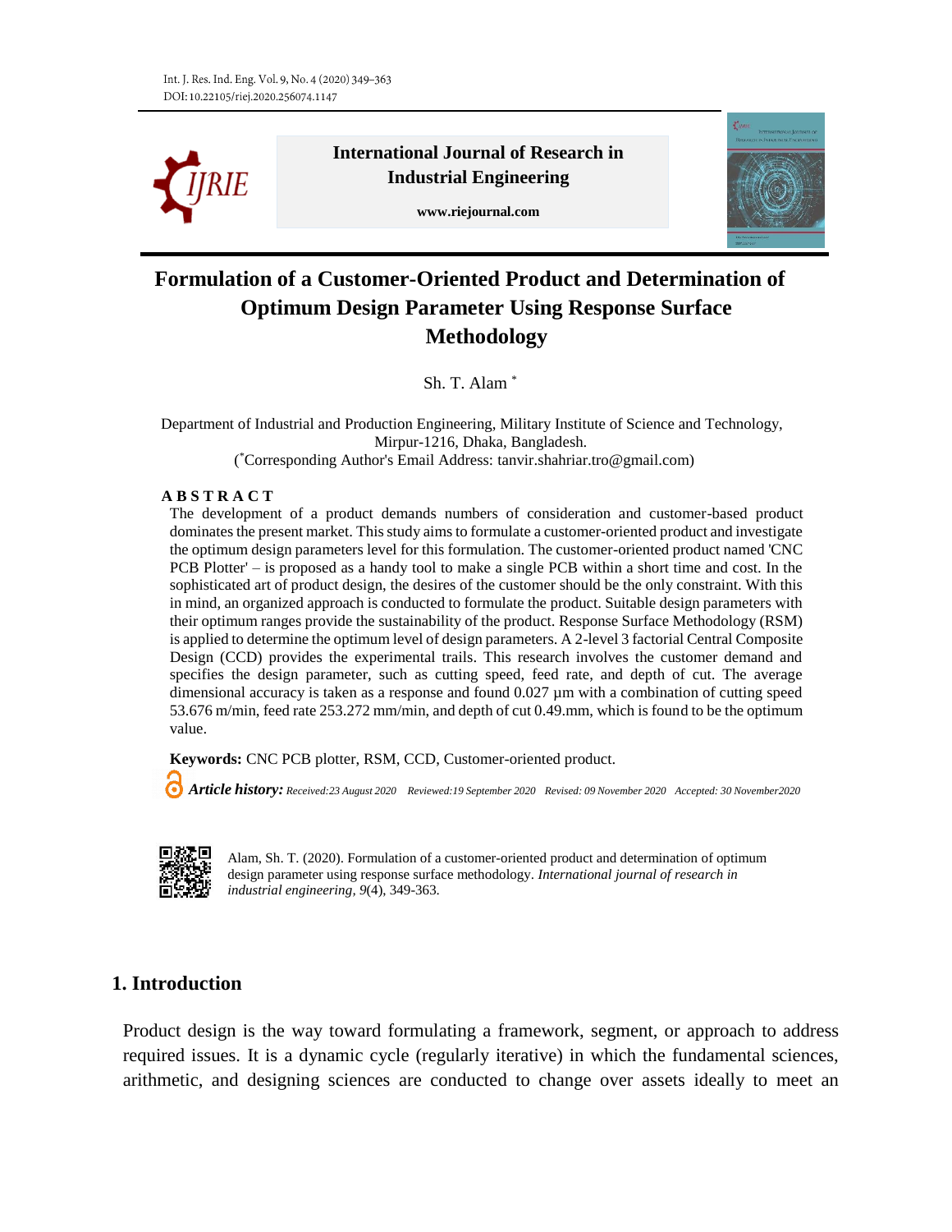International Journal of Research in Industrial Engineering

www.riejournal.com

# Formulation of a Customer-Oriented Product and Determination of Optimum Design Parameter Using Response Surface Methodology

Sh. T. Alam *

Department of Industrial and Production Engineering, Military Institute of Science and Technology, Mirpur-1216, Dhaka, Bangladesh.

(*Corresponding Author's Email Address: tanvir.shahriar.tro@gmail.com)

**A B S T R A C T**

The development of a product demands numbers of consideration and customer-based product dominates the present market. This study aims to formulate a customer-oriented product and investigate the optimum design parameters level for this formulation. The customer-oriented product named 'CNC PCB Plotter' – is proposed as a handy tool to make a single PCB within a short time and cost. In the sophisticated art of product design, the desires of the customer should be the only constraint. With this in mind, an organized approach is conducted to formulate the product. Suitable design parameters with their optimum ranges provide the sustainability of the product. Response Surface Methodology (RSM) is applied to determine the optimum level of design parameters. A 2-level 3 factorial Central Composite Design (CCD) provides the experimental trails. This research involves the customer demand and specifies the design parameter, such as cutting speed, feed rate, and depth of cut. The average dimensional accuracy is taken as a response and found 0.027 µm with a combination of cutting speed 53.676 m/min, feed rate 253.272 mm/min, and depth of cut 0.49.mm, which is found to be the optimum value.

**Keywords:** CNC PCB plotter, RSM, CCD, Customer-oriented product.

***Article history:*** *Received:23 August 2020 Reviewed:19 September 2020 Revised: 09 November 2020 Accepted: 30 November2020*

Alam, Sh. T. (2020). Formulation of a customer-oriented product and determination of optimum design parameter using response surface methodology. *International journal of research in industrial engineering*, *9*(4), 349-363.

## 1. Introduction

Product design is the way toward formulating a framework, segment, or approach to address required issues. It is a dynamic cycle (regularly iterative) in which the fundamental sciences, arithmetic, and designing sciences are conducted to change over assets ideally to meet an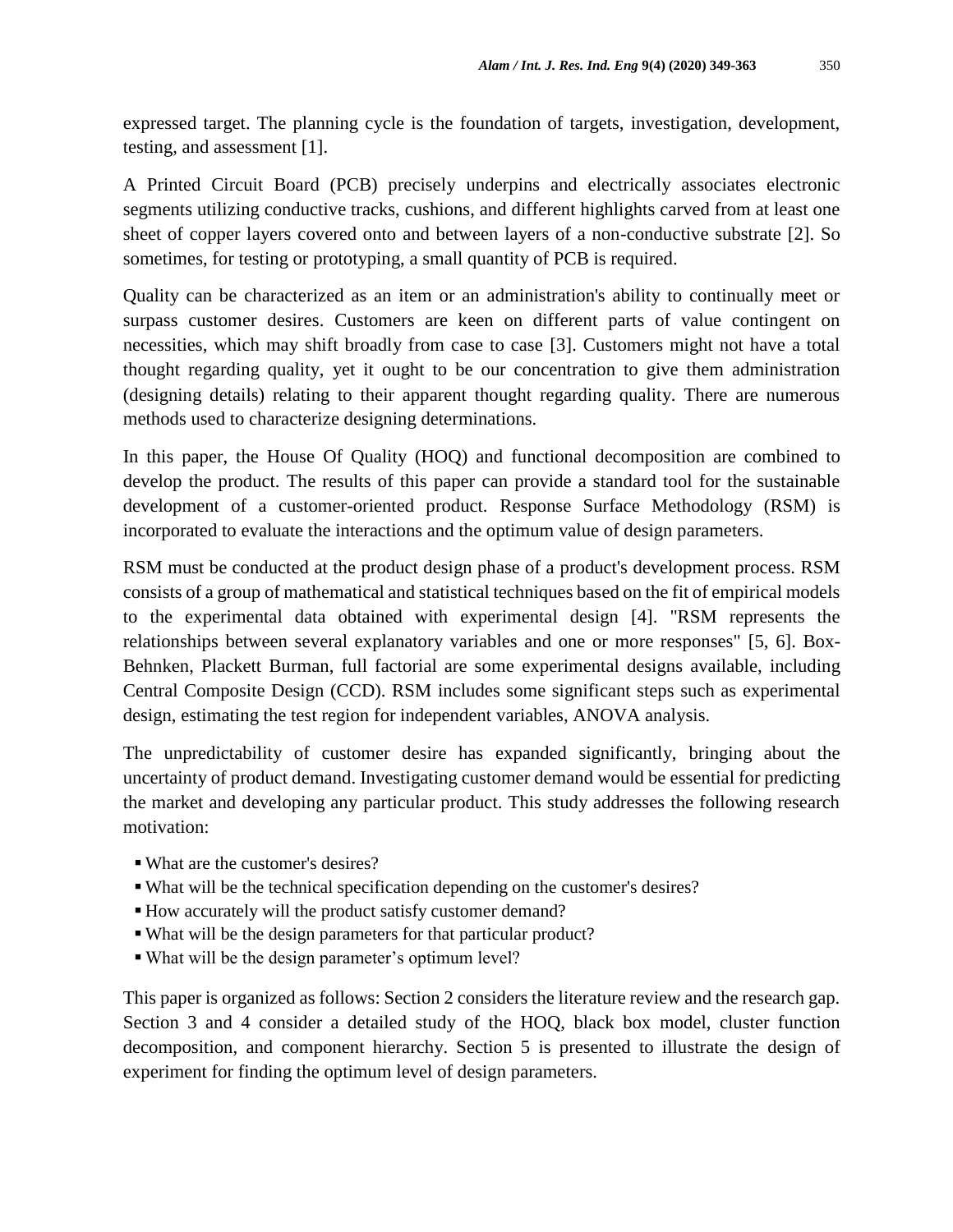expressed target. The planning cycle is the foundation of targets, investigation, development, testing, and assessment [1].

A Printed Circuit Board (PCB) precisely underpins and electrically associates electronic segments utilizing conductive tracks, cushions, and different highlights carved from at least one sheet of copper layers covered onto and between layers of a non-conductive substrate [2]. So sometimes, for testing or prototyping, a small quantity of PCB is required.

Quality can be characterized as an item or an administration's ability to continually meet or surpass customer desires. Customers are keen on different parts of value contingent on necessities, which may shift broadly from case to case [3]. Customers might not have a total thought regarding quality, yet it ought to be our concentration to give them administration (designing details) relating to their apparent thought regarding quality. There are numerous methods used to characterize designing determinations.

In this paper, the House Of Quality (HOQ) and functional decomposition are combined to develop the product. The results of this paper can provide a standard tool for the sustainable development of a customer-oriented product. Response Surface Methodology (RSM) is incorporated to evaluate the interactions and the optimum value of design parameters.

RSM must be conducted at the product design phase of a product's development process. RSM consists of a group of mathematical and statistical techniques based on the fit of empirical models to the experimental data obtained with experimental design [4]. "RSM represents the relationships between several explanatory variables and one or more responses" [5, 6]. Box-Behnken, Plackett Burman, full factorial are some experimental designs available, including Central Composite Design (CCD). RSM includes some significant steps such as experimental design, estimating the test region for independent variables, ANOVA analysis.

The unpredictability of customer desire has expanded significantly, bringing about the uncertainty of product demand. Investigating customer demand would be essential for predicting the market and developing any particular product. This study addresses the following research motivation:

- What are the customer's desires?
- What will be the technical specification depending on the customer's desires?
- How accurately will the product satisfy customer demand?
- What will be the design parameters for that particular product?
- What will be the design parameter's optimum level?

This paper is organized as follows: Section 2 considers the literature review and the research gap. Section 3 and 4 consider a detailed study of the HOQ, black box model, cluster function decomposition, and component hierarchy. Section 5 is presented to illustrate the design of experiment for finding the optimum level of design parameters.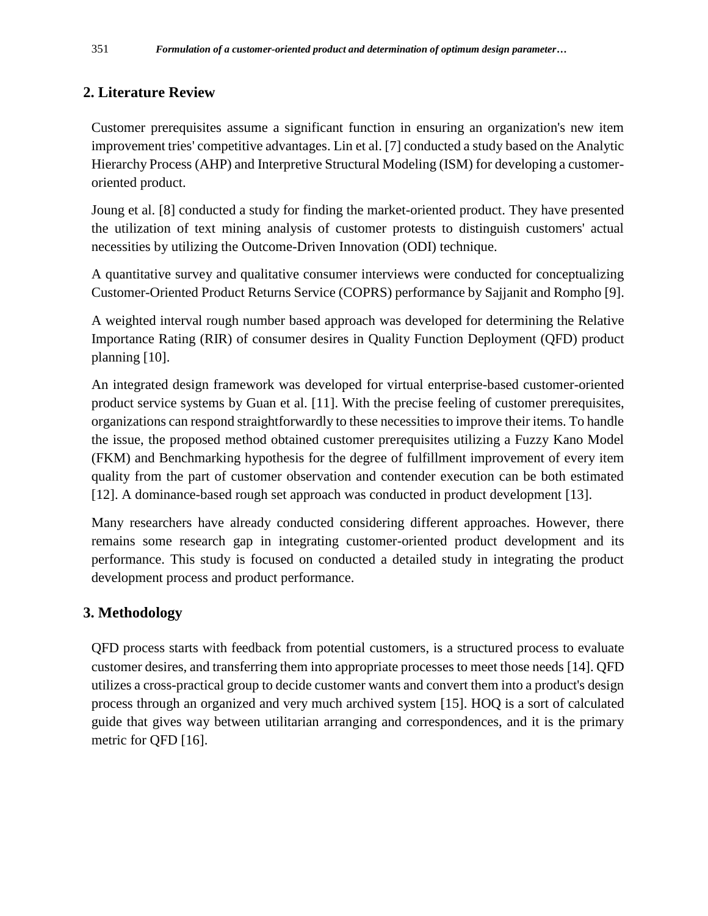## 2. Literature Review

Customer prerequisites assume a significant function in ensuring an organization's new item improvement tries' competitive advantages. Lin et al. [7] conducted a study based on the Analytic Hierarchy Process (AHP) and Interpretive Structural Modeling (ISM) for developing a customer-oriented product.

Joung et al. [8] conducted a study for finding the market-oriented product. They have presented the utilization of text mining analysis of customer protests to distinguish customers' actual necessities by utilizing the Outcome-Driven Innovation (ODI) technique.

A quantitative survey and qualitative consumer interviews were conducted for conceptualizing Customer-Oriented Product Returns Service (COPRS) performance by Sajjanit and Rompho [9].

A weighted interval rough number based approach was developed for determining the Relative Importance Rating (RIR) of consumer desires in Quality Function Deployment (QFD) product planning [10].

An integrated design framework was developed for virtual enterprise-based customer-oriented product service systems by Guan et al. [11]. With the precise feeling of customer prerequisites, organizations can respond straightforwardly to these necessities to improve their items. To handle the issue, the proposed method obtained customer prerequisites utilizing a Fuzzy Kano Model (FKM) and Benchmarking hypothesis for the degree of fulfillment improvement of every item quality from the part of customer observation and contender execution can be both estimated [12]. A dominance-based rough set approach was conducted in product development [13].

Many researchers have already conducted considering different approaches. However, there remains some research gap in integrating customer-oriented product development and its performance. This study is focused on conducted a detailed study in integrating the product development process and product performance.

## 3. Methodology

QFD process starts with feedback from potential customers, is a structured process to evaluate customer desires, and transferring them into appropriate processes to meet those needs [14]. QFD utilizes a cross-practical group to decide customer wants and convert them into a product's design process through an organized and very much archived system [15]. HOQ is a sort of calculated guide that gives way between utilitarian arranging and correspondences, and it is the primary metric for QFD [16].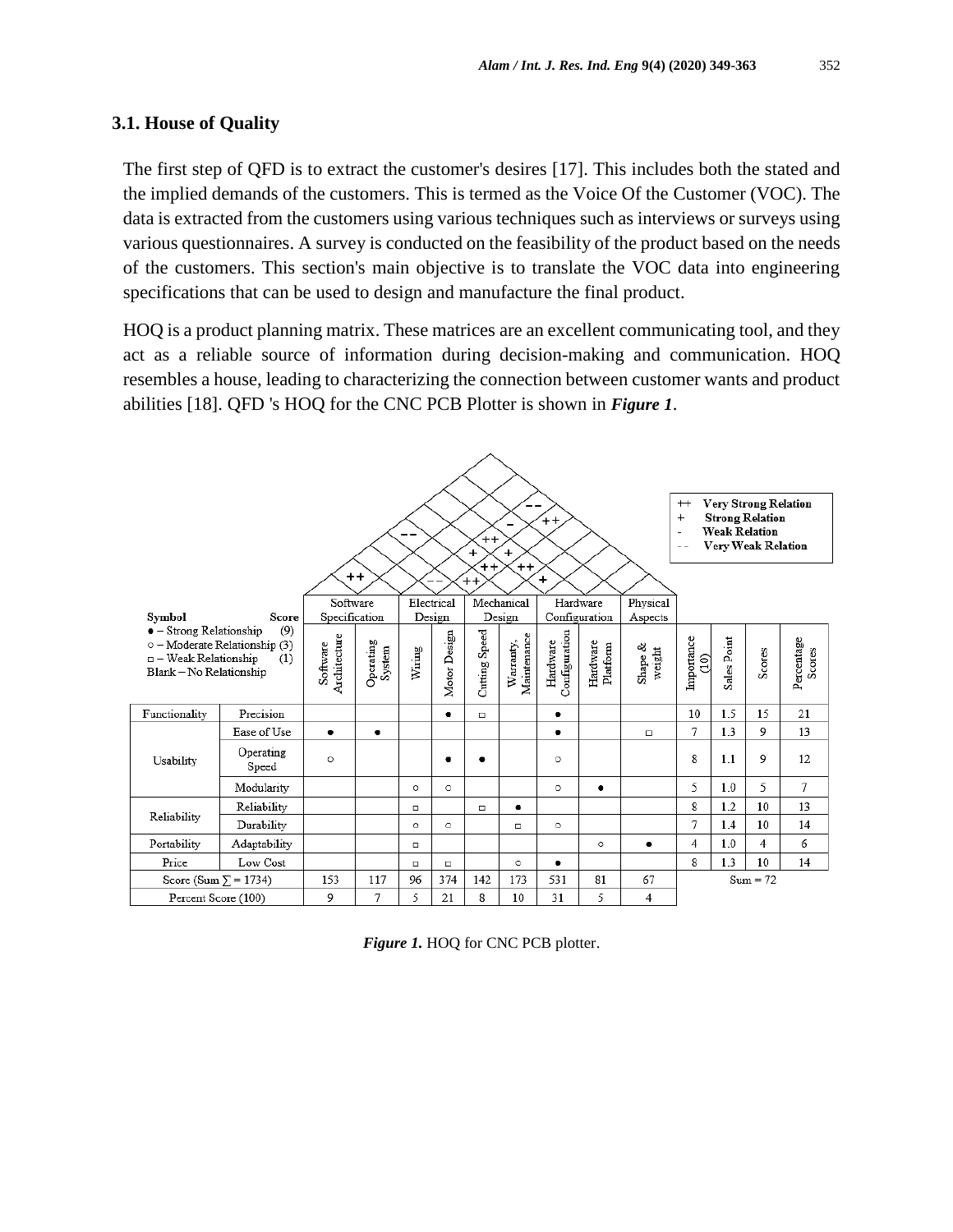### 3.1. House of Quality

The first step of QFD is to extract the customer's desires [17]. This includes both the stated and the implied demands of the customers. This is termed as the Voice Of the Customer (VOC). The data is extracted from the customers using various techniques such as interviews or surveys using various questionnaires. A survey is conducted on the feasibility of the product based on the needs of the customers. This section's main objective is to translate the VOC data into engineering specifications that can be used to design and manufacture the final product.

HOQ is a product planning matrix. These matrices are an excellent communicating tool, and they act as a reliable source of information during decision-making and communication. HOQ resembles a house, leading to characterizing the connection between customer wants and product abilities [18]. QFD 's HOQ for the CNC PCB Plotter is shown in ***Figure 1***.

| Symbol | Score | Software Specification | | Electrical Design | | Mechanical Design | | Hardware Configuration | | Physical Aspects | | | | |
|---|---|---|---|---|---|---|---|---|---|---|---|---|---|---|
| ● – Strong Relationship (9); ○ – Moderate Relationship (3); □ – Weak Relationship (1); Blank – No Relationship | | Software Architecture | Operating System | Wiring | Motor Design | Cutting Speed | Warranty, Maintenance | Hardware Configuration | Hardware Platform | Shape & weight | Importance (10) | Sales Point | Scores | Percentage Scores |
| Functionality | Precision | | | | ● | □ | | ● | | | 10 | 1.5 | 15 | 21 |
| Usability | Ease of Use | ● | ● | | | | | ● | | □ | 7 | 1.3 | 9 | 13 |
| | Operating Speed | ○ | | | ● | ● | | ○ | | | 8 | 1.1 | 9 | 12 |
| | Modularity | | | ○ | ○ | | | ○ | ● | | 5 | 1.0 | 5 | 7 |
| Reliability | Reliability | | | □ | | □ | ● | | | | 8 | 1.2 | 10 | 13 |
| | Durability | | | ○ | ○ | | □ | ○ | | | 7 | 1.4 | 10 | 14 |
| Portability | Adaptability | | | □ | | | | | ○ | ● | 4 | 1.0 | 4 | 6 |
| Price | Low Cost | | | □ | □ | | ○ | ● | | | 8 | 1.3 | 10 | 14 |
| Score (Sum ∑ = 1734) | | 153 | 117 | 96 | 374 | 142 | 173 | 531 | 81 | 67 | Sum = 72 | | | |
| Percent Score (100) | | 9 | 7 | 5 | 21 | 8 | 10 | 31 | 5 | 4 | | | | |

Roof legend: ++ Very Strong Relation; + Strong Relation; - Weak Relation; -- Very Weak Relation

***Figure 1.*** HOQ for CNC PCB plotter.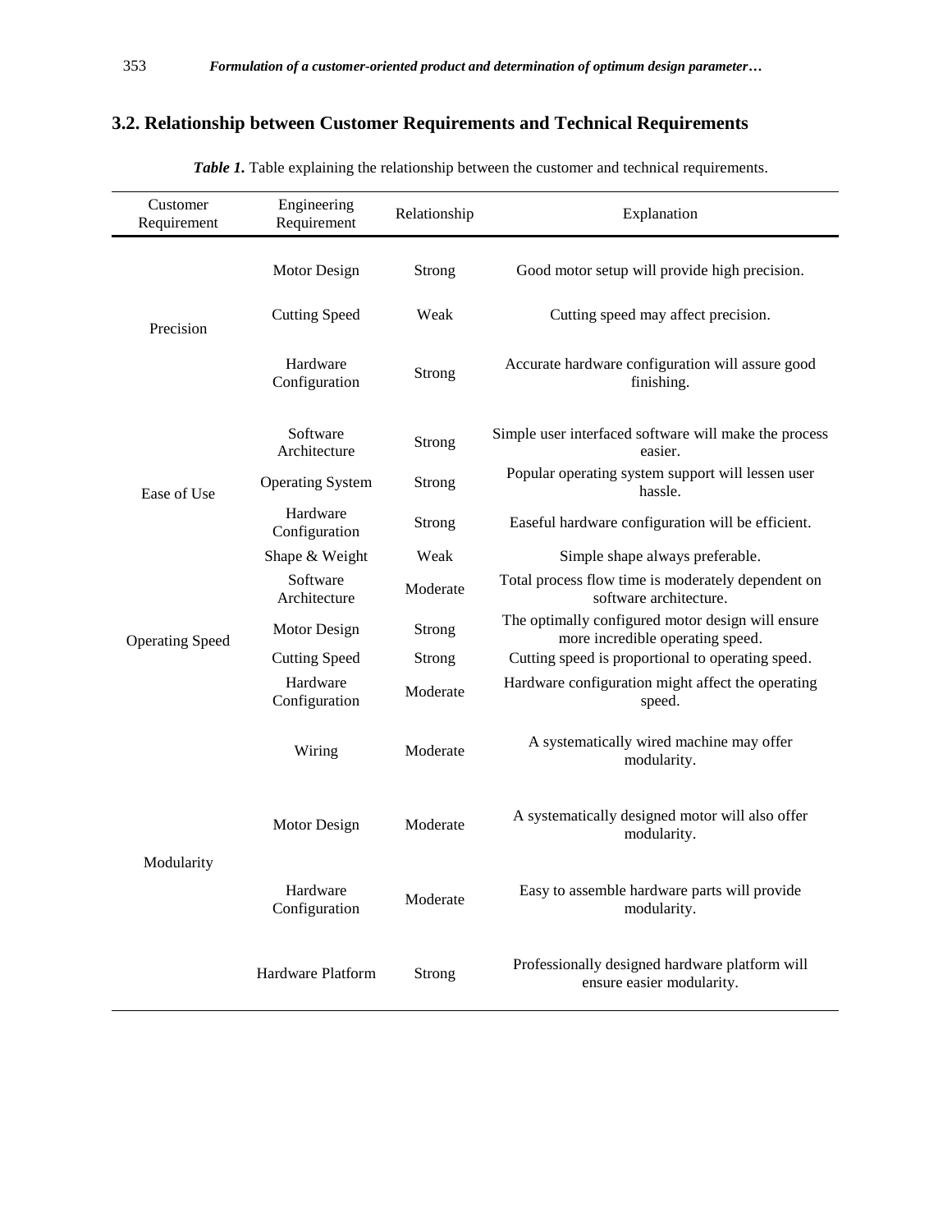## 3.2. Relationship between Customer Requirements and Technical Requirements

***Table 1.*** Table explaining the relationship between the customer and technical requirements.

| Customer Requirement | Engineering Requirement | Relationship | Explanation |
|---|---|---|---|
| Precision | Motor Design | Strong | Good motor setup will provide high precision. |
| | Cutting Speed | Weak | Cutting speed may affect precision. |
| | Hardware Configuration | Strong | Accurate hardware configuration will assure good finishing. |
| Ease of Use | Software Architecture | Strong | Simple user interfaced software will make the process easier. |
| | Operating System | Strong | Popular operating system support will lessen user hassle. |
| | Hardware Configuration | Strong | Easeful hardware configuration will be efficient. |
| | Shape & Weight | Weak | Simple shape always preferable. |
| Operating Speed | Software Architecture | Moderate | Total process flow time is moderately dependent on software architecture. |
| | Motor Design | Strong | The optimally configured motor design will ensure more incredible operating speed. |
| | Cutting Speed | Strong | Cutting speed is proportional to operating speed. |
| | Hardware Configuration | Moderate | Hardware configuration might affect the operating speed. |
| Modularity | Wiring | Moderate | A systematically wired machine may offer modularity. |
| | Motor Design | Moderate | A systematically designed motor will also offer modularity. |
| | Hardware Configuration | Moderate | Easy to assemble hardware parts will provide modularity. |
| | Hardware Platform | Strong | Professionally designed hardware platform will ensure easier modularity. |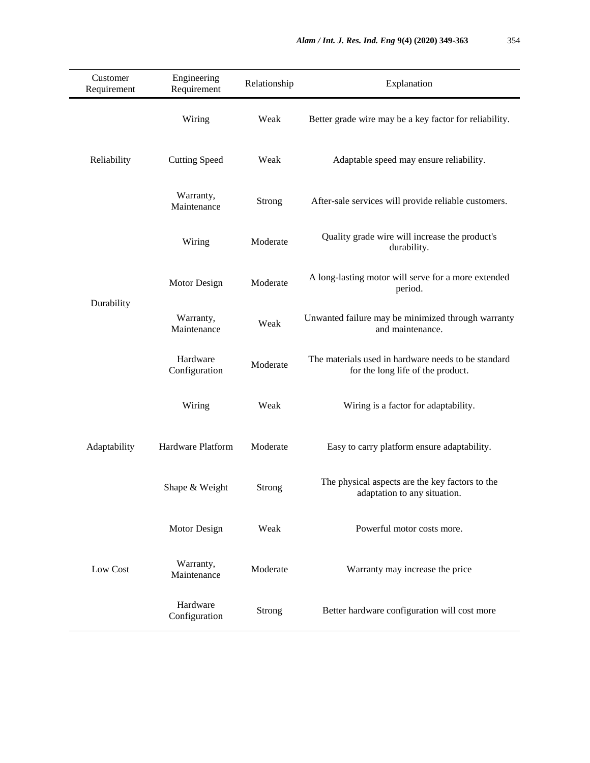| Customer Requirement | Engineering Requirement | Relationship | Explanation |
|---|---|---|---|
| Reliability | Wiring | Weak | Better grade wire may be a key factor for reliability. |
| | Cutting Speed | Weak | Adaptable speed may ensure reliability. |
| | Warranty, Maintenance | Strong | After-sale services will provide reliable customers. |
| Durability | Wiring | Moderate | Quality grade wire will increase the product's durability. |
| | Motor Design | Moderate | A long-lasting motor will serve for a more extended period. |
| | Warranty, Maintenance | Weak | Unwanted failure may be minimized through warranty and maintenance. |
| | Hardware Configuration | Moderate | The materials used in hardware needs to be standard for the long life of the product. |
| Adaptability | Wiring | Weak | Wiring is a factor for adaptability. |
| | Hardware Platform | Moderate | Easy to carry platform ensure adaptability. |
| | Shape & Weight | Strong | The physical aspects are the key factors to the adaptation to any situation. |
| Low Cost | Motor Design | Weak | Powerful motor costs more. |
| | Warranty, Maintenance | Moderate | Warranty may increase the price |
| | Hardware Configuration | Strong | Better hardware configuration will cost more |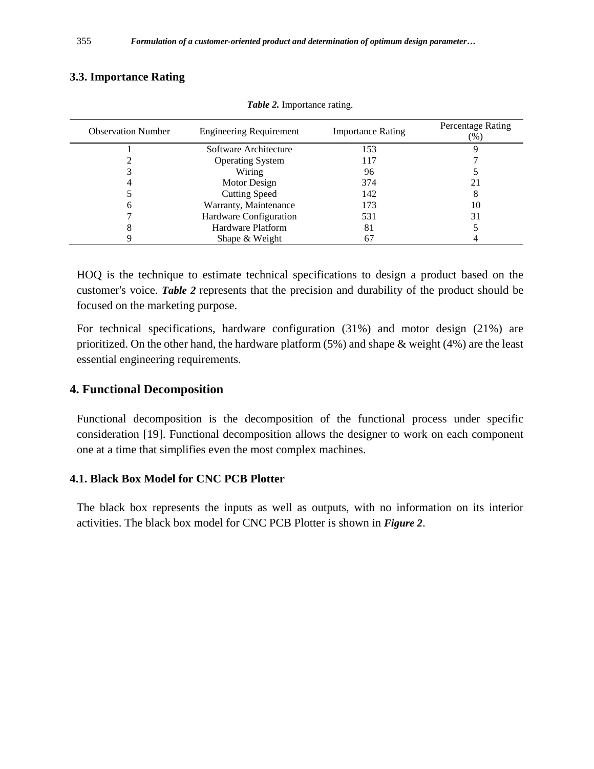### 3.3. Importance Rating

***Table 2.*** Importance rating.

| Observation Number | Engineering Requirement | Importance Rating | Percentage Rating (%) |
|---|---|---|---|
| 1 | Software Architecture | 153 | 9 |
| 2 | Operating System | 117 | 7 |
| 3 | Wiring | 96 | 5 |
| 4 | Motor Design | 374 | 21 |
| 5 | Cutting Speed | 142 | 8 |
| 6 | Warranty, Maintenance | 173 | 10 |
| 7 | Hardware Configuration | 531 | 31 |
| 8 | Hardware Platform | 81 | 5 |
| 9 | Shape & Weight | 67 | 4 |

HOQ is the technique to estimate technical specifications to design a product based on the customer's voice. ***Table 2*** represents that the precision and durability of the product should be focused on the marketing purpose.

For technical specifications, hardware configuration (31%) and motor design (21%) are prioritized. On the other hand, the hardware platform (5%) and shape & weight (4%) are the least essential engineering requirements.

## 4. Functional Decomposition

Functional decomposition is the decomposition of the functional process under specific consideration [19]. Functional decomposition allows the designer to work on each component one at a time that simplifies even the most complex machines.

### 4.1. Black Box Model for CNC PCB Plotter

The black box represents the inputs as well as outputs, with no information on its interior activities. The black box model for CNC PCB Plotter is shown in ***Figure 2***.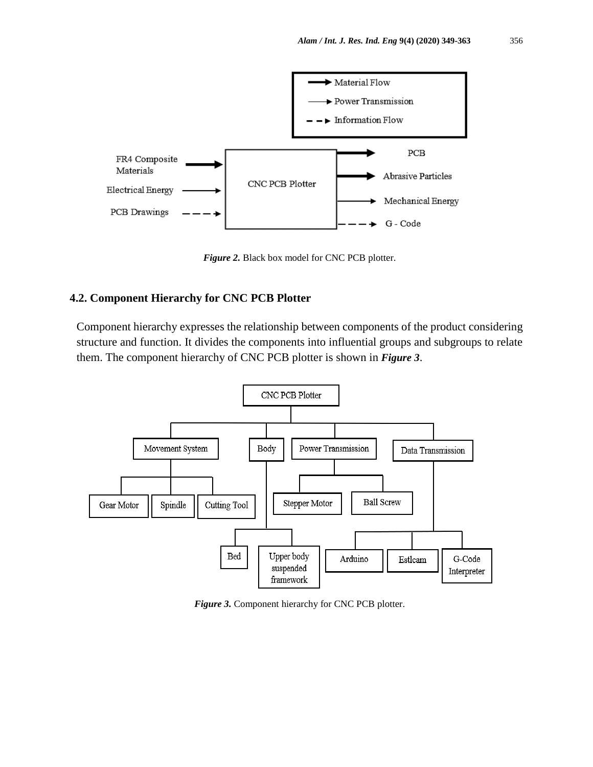Figure 2. Black box model for CNC PCB plotter.

## 4.2. Component Hierarchy for CNC PCB Plotter

Component hierarchy expresses the relationship between components of the product considering structure and function. It divides the components into influential groups and subgroups to relate them. The component hierarchy of CNC PCB plotter is shown in ***Figure 3***.

***Figure 3.*** Component hierarchy for CNC PCB plotter.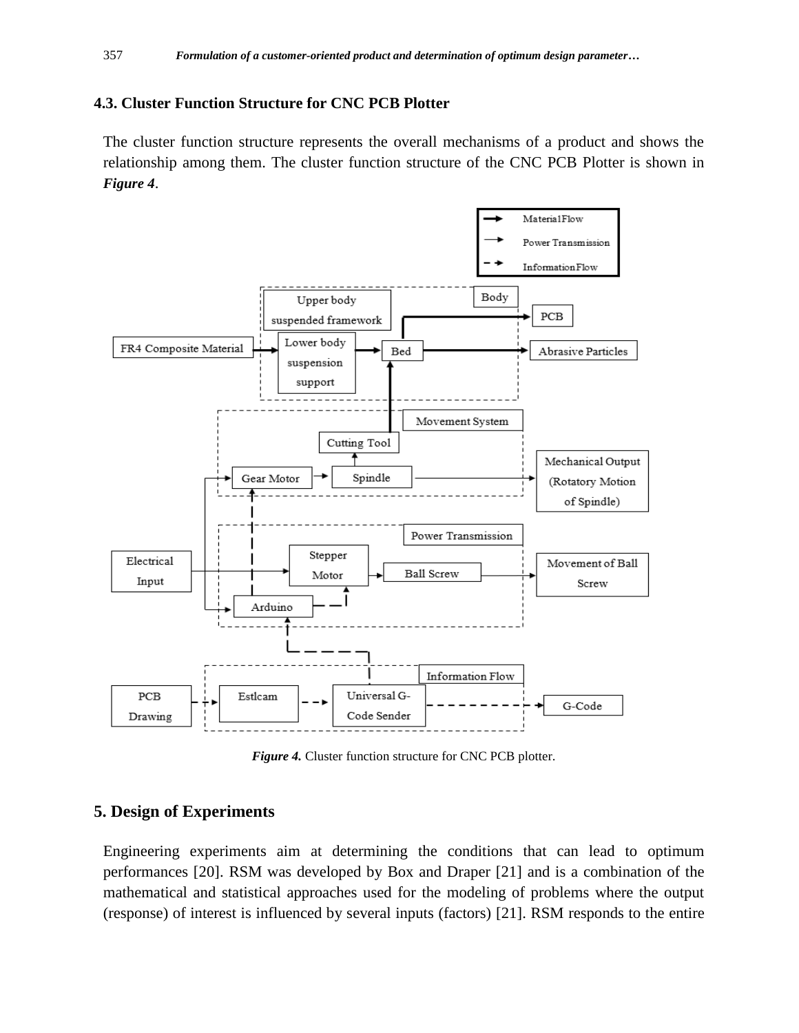### 4.3. Cluster Function Structure for CNC PCB Plotter

The cluster function structure represents the overall mechanisms of a product and shows the relationship among them. The cluster function structure of the CNC PCB Plotter is shown in ***Figure 4***.

***Figure 4.*** Cluster function structure for CNC PCB plotter.

## 5. Design of Experiments

Engineering experiments aim at determining the conditions that can lead to optimum performances [20]. RSM was developed by Box and Draper [21] and is a combination of the mathematical and statistical approaches used for the modeling of problems where the output (response) of interest is influenced by several inputs (factors) [21]. RSM responds to the entire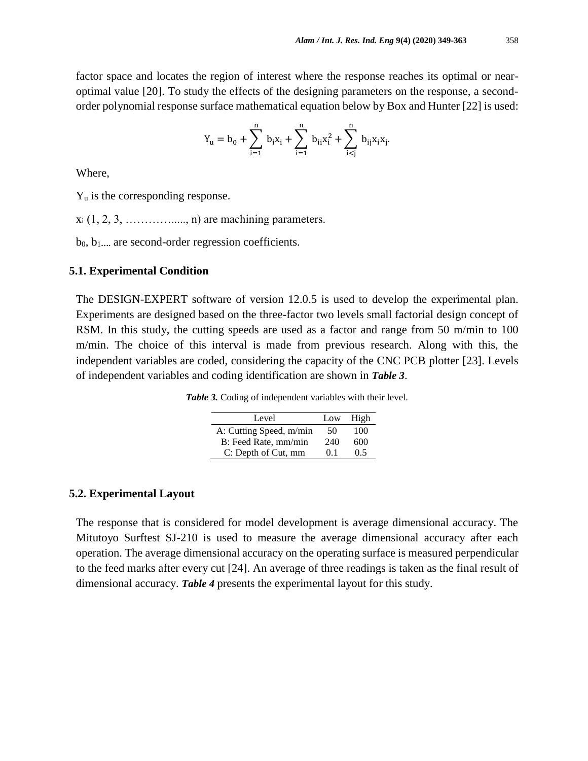factor space and locates the region of interest where the response reaches its optimal or near-optimal value [20]. To study the effects of the designing parameters on the response, a second-order polynomial response surface mathematical equation below by Box and Hunter [22] is used:

$$Y_u = b_0 + \sum_{i=1}^{n} b_i x_i + \sum_{i=1}^{n} b_{ii} x_i^2 + \sum_{i<j}^{n} b_{ij} x_i x_j.$$

Where,

$Y_u$ is the corresponding response.

$x_i$ (1, 2, 3, …………....., n) are machining parameters.

$b_0$, $b_{1....}$ are second-order regression coefficients.

### 5.1. Experimental Condition

The DESIGN-EXPERT software of version 12.0.5 is used to develop the experimental plan. Experiments are designed based on the three-factor two levels small factorial design concept of RSM. In this study, the cutting speeds are used as a factor and range from 50 m/min to 100 m/min. The choice of this interval is made from previous research. Along with this, the independent variables are coded, considering the capacity of the CNC PCB plotter [23]. Levels of independent variables and coding identification are shown in ***Table 3***.

***Table 3.*** Coding of independent variables with their level.

| Level | Low | High |
|---|---|---|
| A: Cutting Speed, m/min | 50 | 100 |
| B: Feed Rate, mm/min | 240 | 600 |
| C: Depth of Cut, mm | 0.1 | 0.5 |

### 5.2. Experimental Layout

The response that is considered for model development is average dimensional accuracy. The Mitutoyo Surftest SJ-210 is used to measure the average dimensional accuracy after each operation. The average dimensional accuracy on the operating surface is measured perpendicular to the feed marks after every cut [24]. An average of three readings is taken as the final result of dimensional accuracy. ***Table 4*** presents the experimental layout for this study.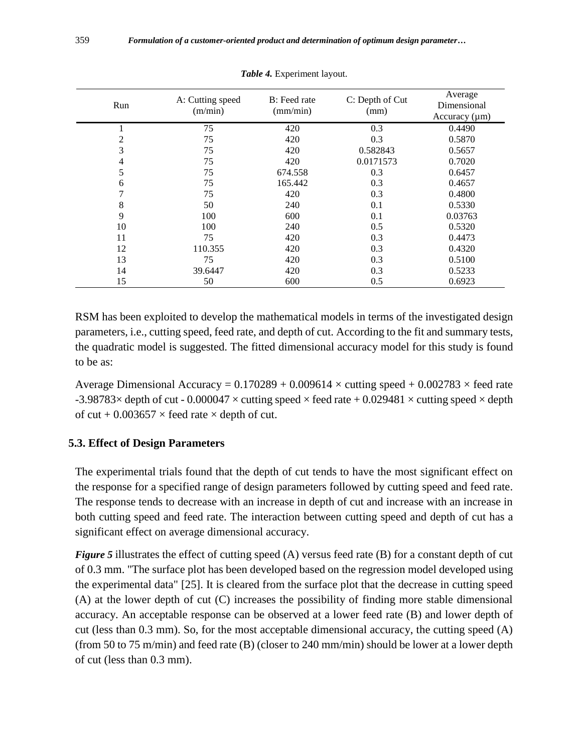***Table 4.*** Experiment layout.

| Run | A: Cutting speed (m/min) | B: Feed rate (mm/min) | C: Depth of Cut (mm) | Average Dimensional Accuracy (μm) |
|---|---|---|---|---|
| 1 | 75 | 420 | 0.3 | 0.4490 |
| 2 | 75 | 420 | 0.3 | 0.5870 |
| 3 | 75 | 420 | 0.582843 | 0.5657 |
| 4 | 75 | 420 | 0.0171573 | 0.7020 |
| 5 | 75 | 674.558 | 0.3 | 0.6457 |
| 6 | 75 | 165.442 | 0.3 | 0.4657 |
| 7 | 75 | 420 | 0.3 | 0.4800 |
| 8 | 50 | 240 | 0.1 | 0.5330 |
| 9 | 100 | 600 | 0.1 | 0.03763 |
| 10 | 100 | 240 | 0.5 | 0.5320 |
| 11 | 75 | 420 | 0.3 | 0.4473 |
| 12 | 110.355 | 420 | 0.3 | 0.4320 |
| 13 | 75 | 420 | 0.3 | 0.5100 |
| 14 | 39.6447 | 420 | 0.3 | 0.5233 |
| 15 | 50 | 600 | 0.5 | 0.6923 |

RSM has been exploited to develop the mathematical models in terms of the investigated design parameters, i.e., cutting speed, feed rate, and depth of cut. According to the fit and summary tests, the quadratic model is suggested. The fitted dimensional accuracy model for this study is found to be as:

Average Dimensional Accuracy = $0.170289 + 0.009614 \times$ cutting speed $+ 0.002783 \times$ feed rate $-3.98783\times$ depth of cut $- 0.000047 \times$ cutting speed $\times$ feed rate $+ 0.029481 \times$ cutting speed $\times$ depth of cut $+ 0.003657 \times$ feed rate $\times$ depth of cut.

### 5.3. Effect of Design Parameters

The experimental trials found that the depth of cut tends to have the most significant effect on the response for a specified range of design parameters followed by cutting speed and feed rate. The response tends to decrease with an increase in depth of cut and increase with an increase in both cutting speed and feed rate. The interaction between cutting speed and depth of cut has a significant effect on average dimensional accuracy.

***Figure 5*** illustrates the effect of cutting speed (A) versus feed rate (B) for a constant depth of cut of 0.3 mm. "The surface plot has been developed based on the regression model developed using the experimental data" [25]. It is cleared from the surface plot that the decrease in cutting speed (A) at the lower depth of cut (C) increases the possibility of finding more stable dimensional accuracy. An acceptable response can be observed at a lower feed rate (B) and lower depth of cut (less than 0.3 mm). So, for the most acceptable dimensional accuracy, the cutting speed (A) (from 50 to 75 m/min) and feed rate (B) (closer to 240 mm/min) should be lower at a lower depth of cut (less than 0.3 mm).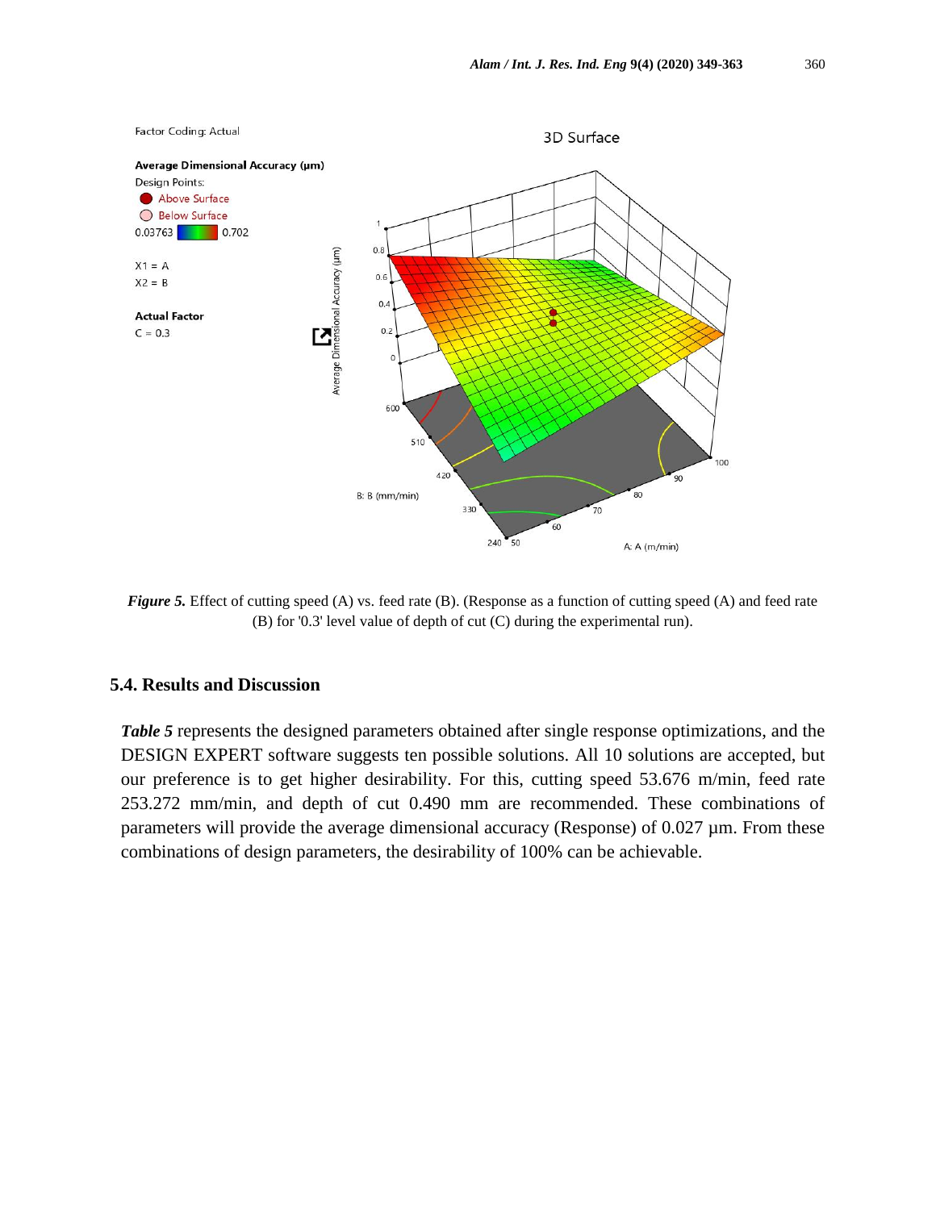*Figure 5.* Effect of cutting speed (A) vs. feed rate (B). (Response as a function of cutting speed (A) and feed rate (B) for '0.3' level value of depth of cut (C) during the experimental run).

### 5.4. Results and Discussion

***Table 5*** represents the designed parameters obtained after single response optimizations, and the DESIGN EXPERT software suggests ten possible solutions. All 10 solutions are accepted, but our preference is to get higher desirability. For this, cutting speed 53.676 m/min, feed rate 253.272 mm/min, and depth of cut 0.490 mm are recommended. These combinations of parameters will provide the average dimensional accuracy (Response) of 0.027 µm. From these combinations of design parameters, the desirability of 100% can be achievable.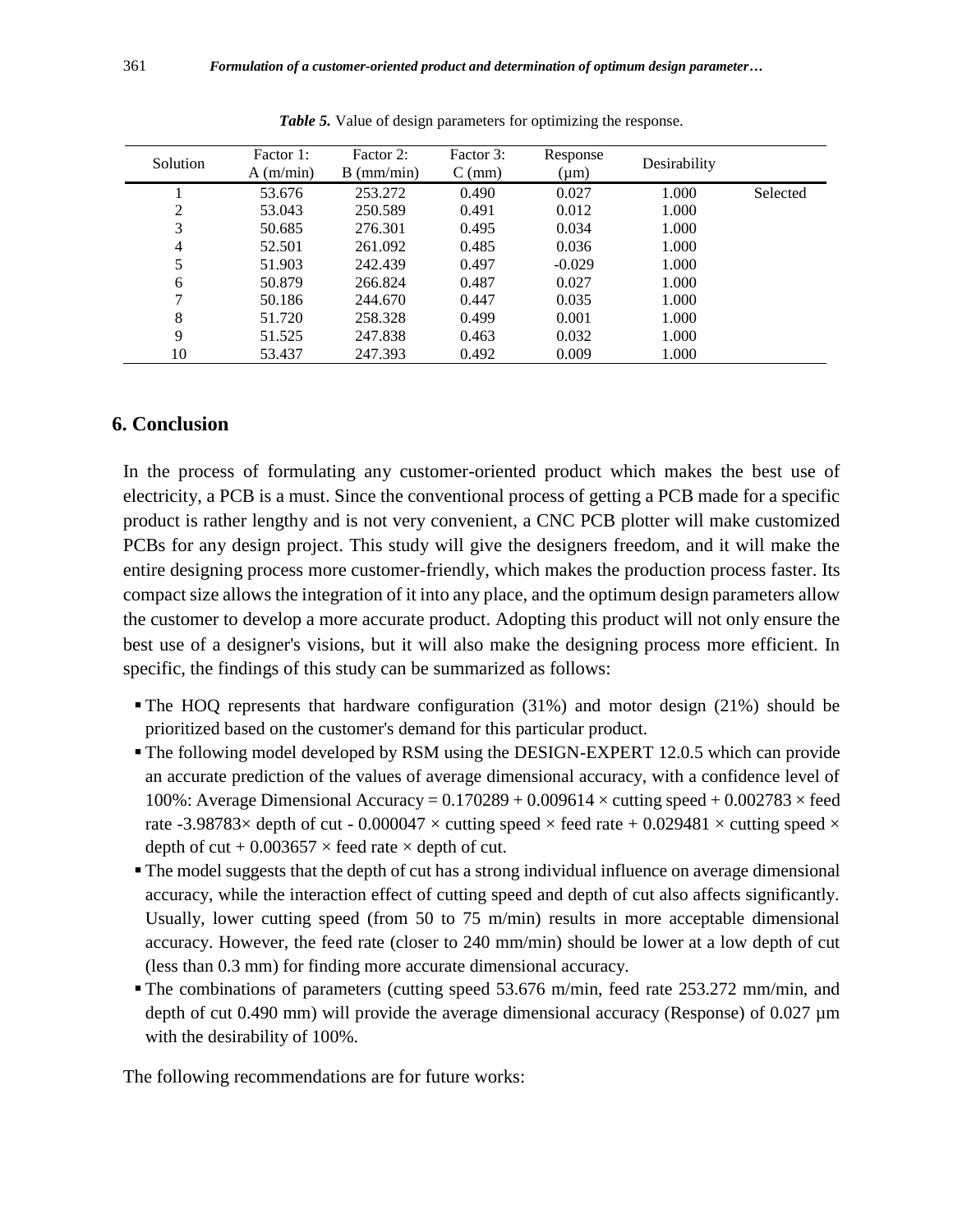*Table 5.* Value of design parameters for optimizing the response.

| Solution | Factor 1: A (m/min) | Factor 2: B (mm/min) | Factor 3: C (mm) | Response (μm) | Desirability | |
|---|---|---|---|---|---|---|
| 1 | 53.676 | 253.272 | 0.490 | 0.027 | 1.000 | Selected |
| 2 | 53.043 | 250.589 | 0.491 | 0.012 | 1.000 | |
| 3 | 50.685 | 276.301 | 0.495 | 0.034 | 1.000 | |
| 4 | 52.501 | 261.092 | 0.485 | 0.036 | 1.000 | |
| 5 | 51.903 | 242.439 | 0.497 | -0.029 | 1.000 | |
| 6 | 50.879 | 266.824 | 0.487 | 0.027 | 1.000 | |
| 7 | 50.186 | 244.670 | 0.447 | 0.035 | 1.000 | |
| 8 | 51.720 | 258.328 | 0.499 | 0.001 | 1.000 | |
| 9 | 51.525 | 247.838 | 0.463 | 0.032 | 1.000 | |
| 10 | 53.437 | 247.393 | 0.492 | 0.009 | 1.000 | |

## 6. Conclusion

In the process of formulating any customer-oriented product which makes the best use of electricity, a PCB is a must. Since the conventional process of getting a PCB made for a specific product is rather lengthy and is not very convenient, a CNC PCB plotter will make customized PCBs for any design project. This study will give the designers freedom, and it will make the entire designing process more customer-friendly, which makes the production process faster. Its compact size allows the integration of it into any place, and the optimum design parameters allow the customer to develop a more accurate product. Adopting this product will not only ensure the best use of a designer's visions, but it will also make the designing process more efficient. In specific, the findings of this study can be summarized as follows:

- The HOQ represents that hardware configuration (31%) and motor design (21%) should be prioritized based on the customer's demand for this particular product.
- The following model developed by RSM using the DESIGN-EXPERT 12.0.5 which can provide an accurate prediction of the values of average dimensional accuracy, with a confidence level of 100%: Average Dimensional Accuracy = 0.170289 + 0.009614 × cutting speed + 0.002783 × feed rate -3.98783× depth of cut - 0.000047 × cutting speed × feed rate + 0.029481 × cutting speed × depth of cut + 0.003657 × feed rate × depth of cut.
- The model suggests that the depth of cut has a strong individual influence on average dimensional accuracy, while the interaction effect of cutting speed and depth of cut also affects significantly. Usually, lower cutting speed (from 50 to 75 m/min) results in more acceptable dimensional accuracy. However, the feed rate (closer to 240 mm/min) should be lower at a low depth of cut (less than 0.3 mm) for finding more accurate dimensional accuracy.
- The combinations of parameters (cutting speed 53.676 m/min, feed rate 253.272 mm/min, and depth of cut 0.490 mm) will provide the average dimensional accuracy (Response) of 0.027 μm with the desirability of 100%.

The following recommendations are for future works: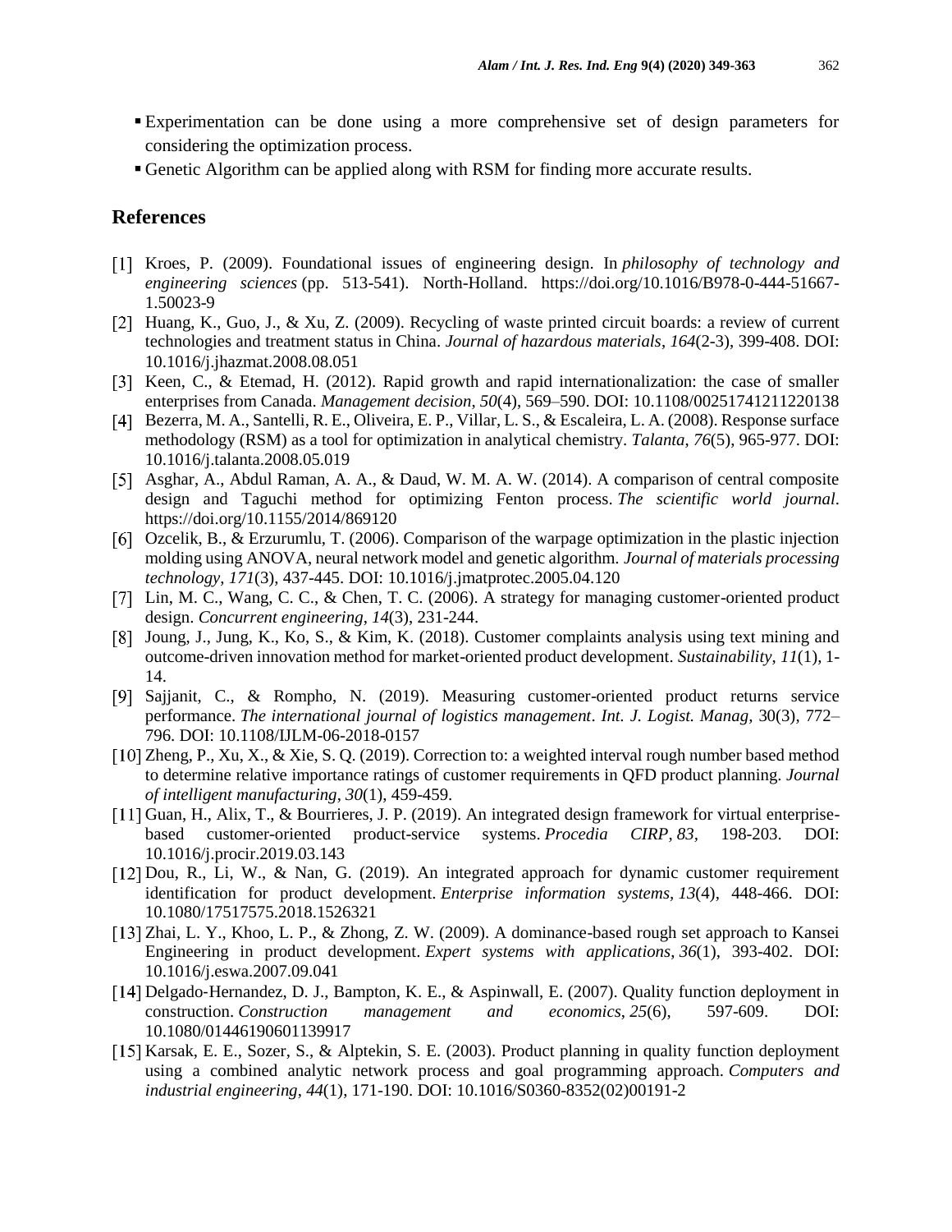- Experimentation can be done using a more comprehensive set of design parameters for considering the optimization process.
- Genetic Algorithm can be applied along with RSM for finding more accurate results.

## References

[1] Kroes, P. (2009). Foundational issues of engineering design. In *philosophy of technology and engineering sciences* (pp. 513-541). North-Holland. https://doi.org/10.1016/B978-0-444-51667-1.50023-9

[2] Huang, K., Guo, J., & Xu, Z. (2009). Recycling of waste printed circuit boards: a review of current technologies and treatment status in China. *Journal of hazardous materials*, *164*(2-3), 399-408. DOI: 10.1016/j.jhazmat.2008.08.051

[3] Keen, C., & Etemad, H. (2012). Rapid growth and rapid internationalization: the case of smaller enterprises from Canada. *Management decision*, *50*(4), 569–590. DOI: 10.1108/00251741211220138

[4] Bezerra, M. A., Santelli, R. E., Oliveira, E. P., Villar, L. S., & Escaleira, L. A. (2008). Response surface methodology (RSM) as a tool for optimization in analytical chemistry. *Talanta*, *76*(5), 965-977. DOI: 10.1016/j.talanta.2008.05.019

[5] Asghar, A., Abdul Raman, A. A., & Daud, W. M. A. W. (2014). A comparison of central composite design and Taguchi method for optimizing Fenton process. *The scientific world journal*. https://doi.org/10.1155/2014/869120

[6] Ozcelik, B., & Erzurumlu, T. (2006). Comparison of the warpage optimization in the plastic injection molding using ANOVA, neural network model and genetic algorithm. *Journal of materials processing technology*, *171*(3), 437-445. DOI: 10.1016/j.jmatprotec.2005.04.120

[7] Lin, M. C., Wang, C. C., & Chen, T. C. (2006). A strategy for managing customer-oriented product design. *Concurrent engineering*, *14*(3), 231-244.

[8] Joung, J., Jung, K., Ko, S., & Kim, K. (2018). Customer complaints analysis using text mining and outcome-driven innovation method for market-oriented product development. *Sustainability*, *11*(1), 1-14.

[9] Sajjanit, C., & Rompho, N. (2019). Measuring customer-oriented product returns service performance. *The international journal of logistics management*. *Int. J. Logist. Manag,* 30(3), 772–796. DOI: 10.1108/IJLM-06-2018-0157

[10] Zheng, P., Xu, X., & Xie, S. Q. (2019). Correction to: a weighted interval rough number based method to determine relative importance ratings of customer requirements in QFD product planning. *Journal of intelligent manufacturing*, *30*(1), 459-459.

[11] Guan, H., Alix, T., & Bourrieres, J. P. (2019). An integrated design framework for virtual enterprise-based customer-oriented product-service systems. *Procedia CIRP*, *83,* 198-203. DOI: 10.1016/j.procir.2019.03.143

[12] Dou, R., Li, W., & Nan, G. (2019). An integrated approach for dynamic customer requirement identification for product development. *Enterprise information systems*, *13*(4), 448-466. DOI: 10.1080/17517575.2018.1526321

[13] Zhai, L. Y., Khoo, L. P., & Zhong, Z. W. (2009). A dominance-based rough set approach to Kansei Engineering in product development. *Expert systems with applications*, *36*(1), 393-402. DOI: 10.1016/j.eswa.2007.09.041

[14] Delgado-Hernandez, D. J., Bampton, K. E., & Aspinwall, E. (2007). Quality function deployment in construction. *Construction management and economics*, *25*(6), 597-609. DOI: 10.1080/01446190601139917

[15] Karsak, E. E., Sozer, S., & Alptekin, S. E. (2003). Product planning in quality function deployment using a combined analytic network process and goal programming approach. *Computers and industrial engineering*, *44*(1), 171-190. DOI: 10.1016/S0360-8352(02)00191-2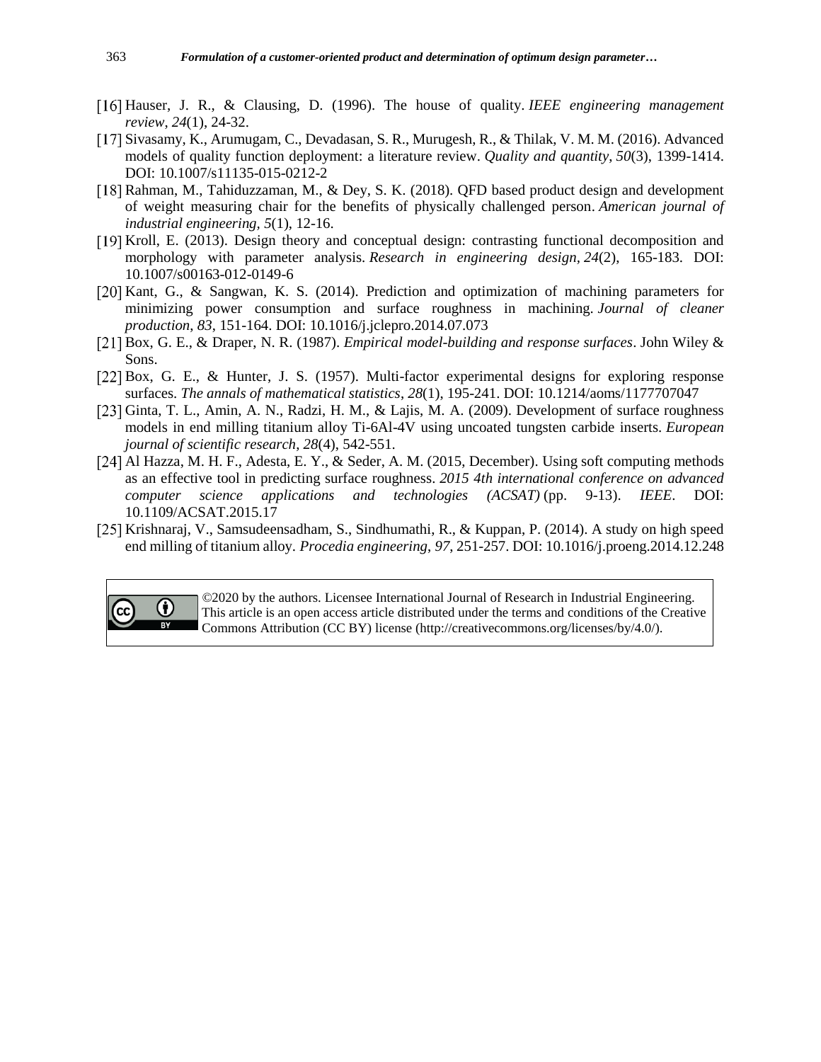[16] Hauser, J. R., & Clausing, D. (1996). The house of quality. *IEEE engineering management review*, *24*(1), 24-32.

[17] Sivasamy, K., Arumugam, C., Devadasan, S. R., Murugesh, R., & Thilak, V. M. M. (2016). Advanced models of quality function deployment: a literature review. *Quality and quantity*, *50*(3), 1399-1414. DOI: 10.1007/s11135-015-0212-2

[18] Rahman, M., Tahiduzzaman, M., & Dey, S. K. (2018). QFD based product design and development of weight measuring chair for the benefits of physically challenged person. *American journal of industrial engineering*, *5*(1), 12-16.

[19] Kroll, E. (2013). Design theory and conceptual design: contrasting functional decomposition and morphology with parameter analysis. *Research in engineering design*, *24*(2), 165-183. DOI: 10.1007/s00163-012-0149-6

[20] Kant, G., & Sangwan, K. S. (2014). Prediction and optimization of machining parameters for minimizing power consumption and surface roughness in machining. *Journal of cleaner production*, *83*, 151-164. DOI: 10.1016/j.jclepro.2014.07.073

[21] Box, G. E., & Draper, N. R. (1987). *Empirical model-building and response surfaces*. John Wiley & Sons.

[22] Box, G. E., & Hunter, J. S. (1957). Multi-factor experimental designs for exploring response surfaces. *The annals of mathematical statistics*, *28*(1), 195-241. DOI: 10.1214/aoms/1177707047

[23] Ginta, T. L., Amin, A. N., Radzi, H. M., & Lajis, M. A. (2009). Development of surface roughness models in end milling titanium alloy Ti-6Al-4V using uncoated tungsten carbide inserts. *European journal of scientific research*, *28*(4), 542-551.

[24] Al Hazza, M. H. F., Adesta, E. Y., & Seder, A. M. (2015, December). Using soft computing methods as an effective tool in predicting surface roughness. *2015 4th international conference on advanced computer science applications and technologies (ACSAT)* (pp. 9-13). *IEEE*. DOI: 10.1109/ACSAT.2015.17

[25] Krishnaraj, V., Samsudeensadham, S., Sindhumathi, R., & Kuppan, P. (2014). A study on high speed end milling of titanium alloy. *Procedia engineering*, *97*, 251-257. DOI: 10.1016/j.proeng.2014.12.248

©2020 by the authors. Licensee International Journal of Research in Industrial Engineering. This article is an open access article distributed under the terms and conditions of the Creative Commons Attribution (CC BY) license (http://creativecommons.org/licenses/by/4.0/).